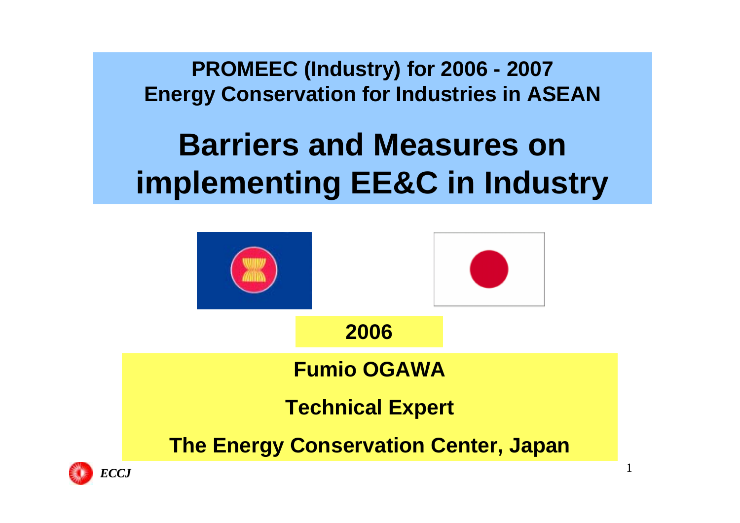**PROMEEC (Industry) for 2006 - 2007**
**Energy Conservation for Industries in ASEAN**

# Barriers and Measures on implementing EE&C in Industry

**2006**

**Fumio OGAWA**

**Technical Expert**

**The Energy Conservation Center, Japan**

*ECCJ*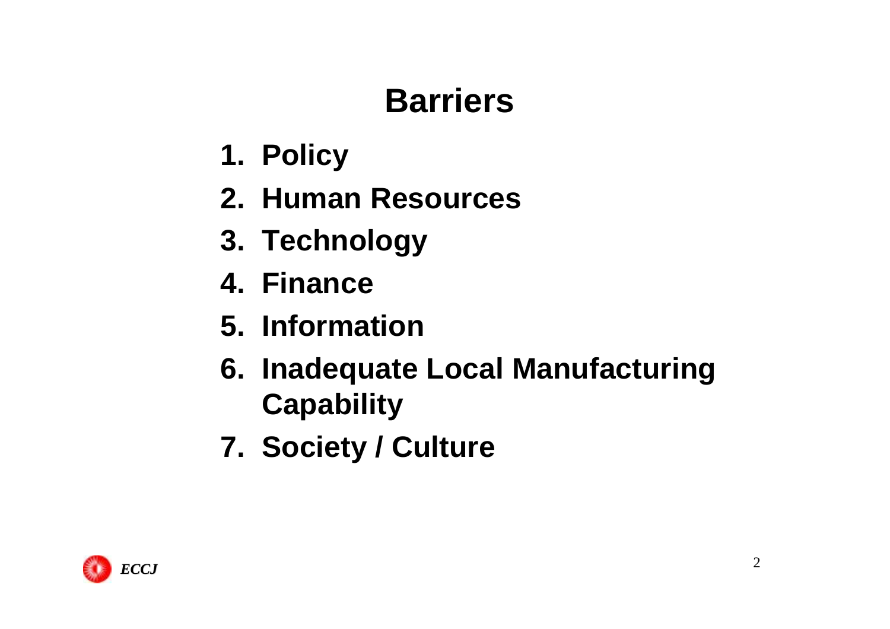# Barriers

1. Policy
2. Human Resources
3. Technology
4. Finance
5. Information
6. Inadequate Local Manufacturing Capability
7. Society / Culture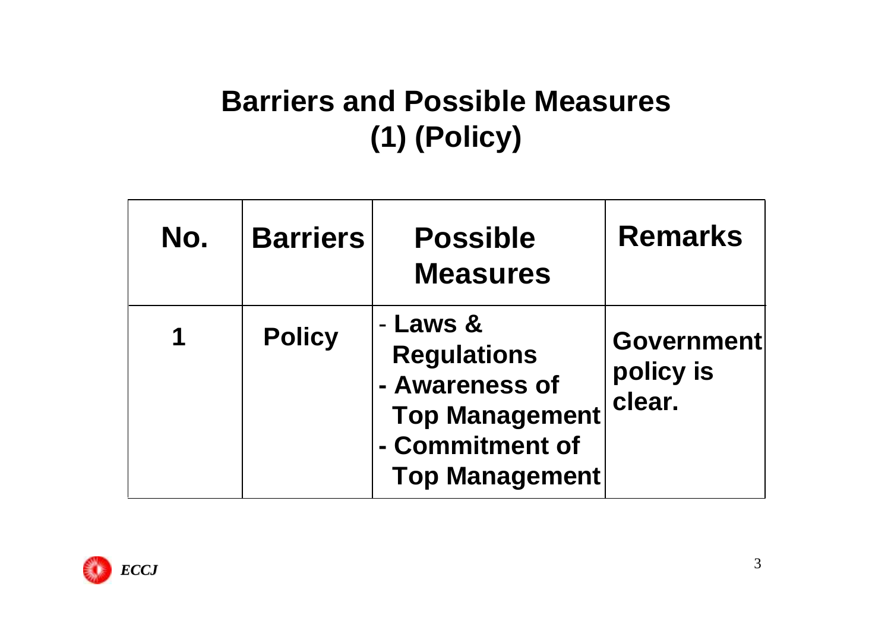# Barriers and Possible Measures (1) (Policy)

| No. | Barriers | Possible Measures | Remarks |
|---|---|---|---|
| 1 | Policy | - Laws & Regulations<br>- Awareness of Top Management<br>- Commitment of Top Management | Government policy is clear. |

*ECCJ*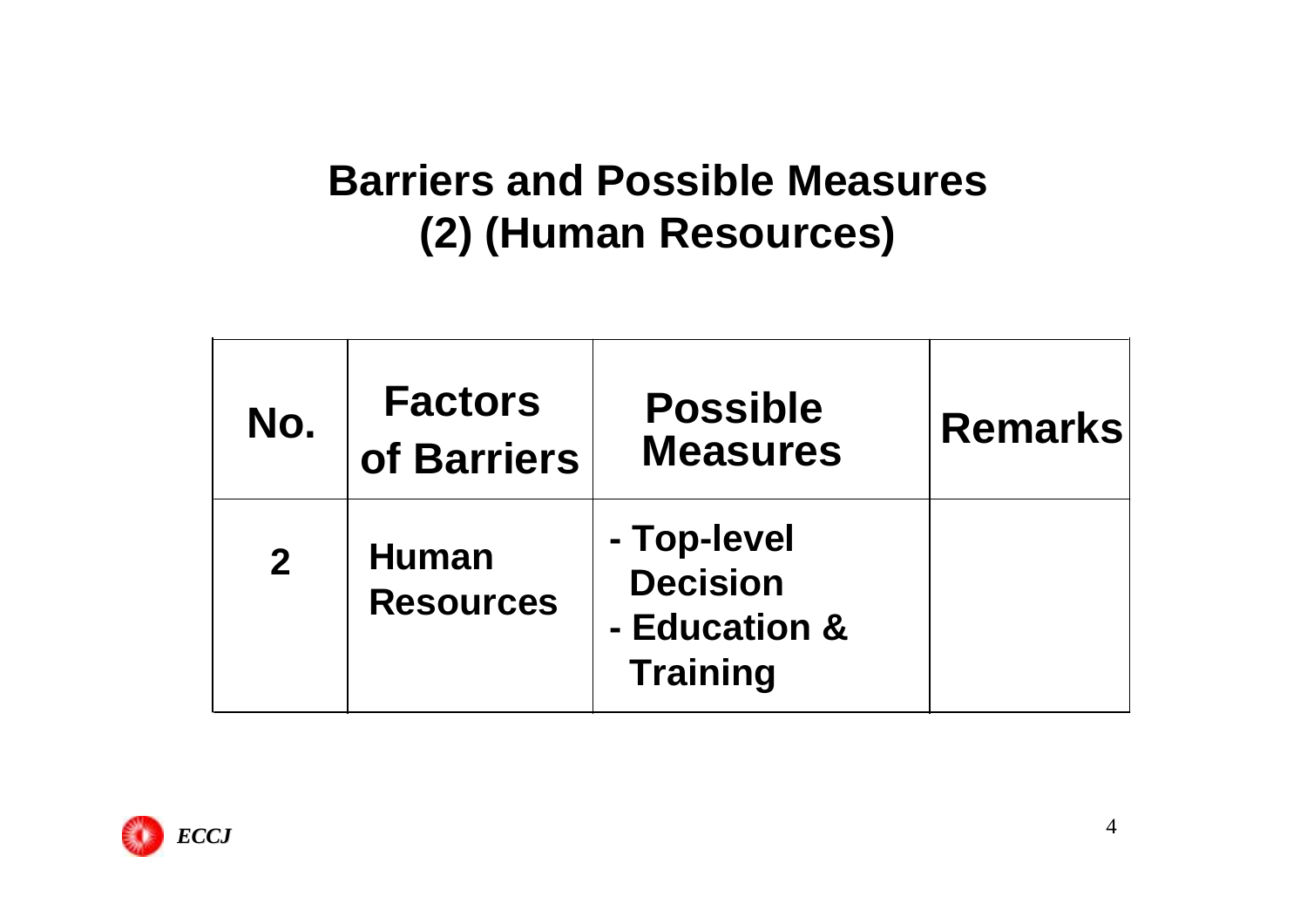# Barriers and Possible Measures (2) (Human Resources)

| No. | Factors of Barriers | Possible Measures | Remarks |
|---|---|---|---|
| 2 | Human Resources | - Top-level Decision<br>- Education & Training | |

*ECCJ*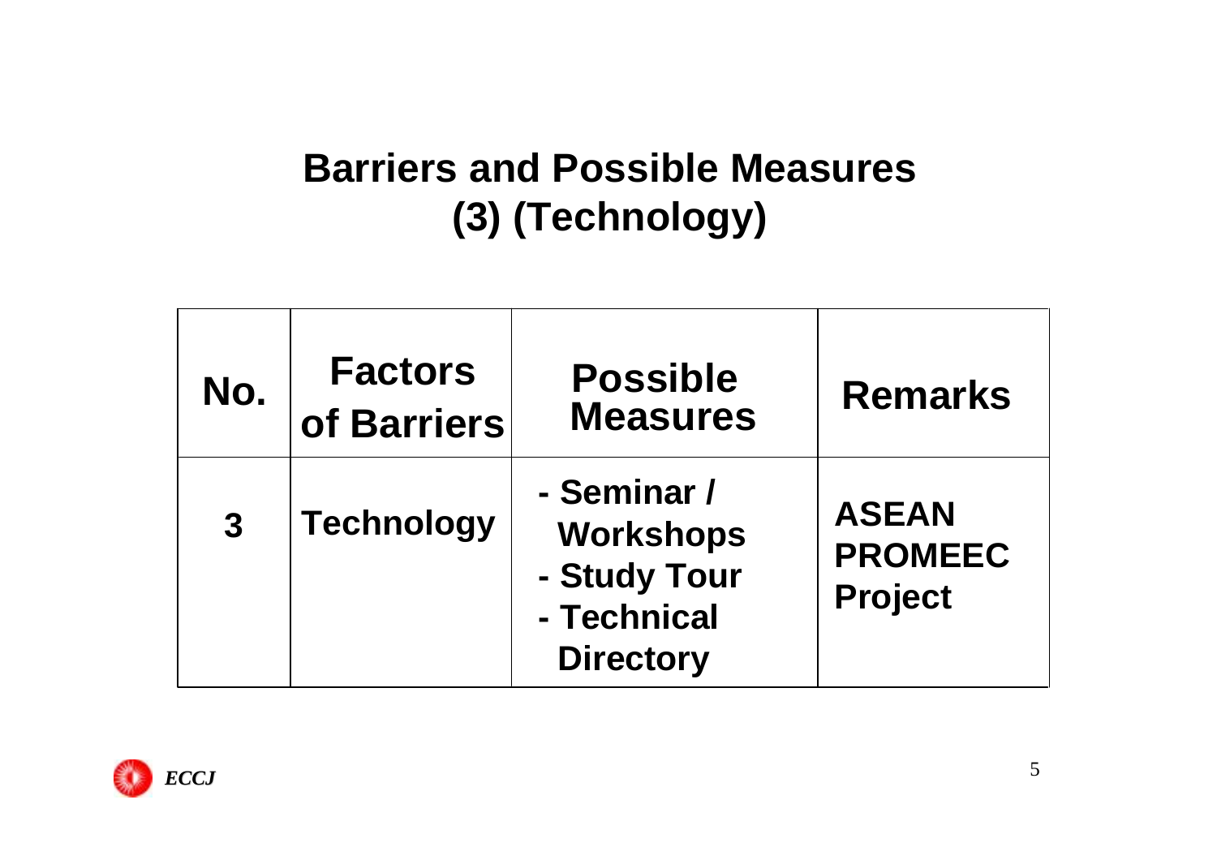# Barriers and Possible Measures (3) (Technology)

| No. | Factors of Barriers | Possible Measures | Remarks |
|---|---|---|---|
| 3 | Technology | - Seminar / Workshops<br>- Study Tour<br>- Technical Directory | ASEAN PROMEEC Project |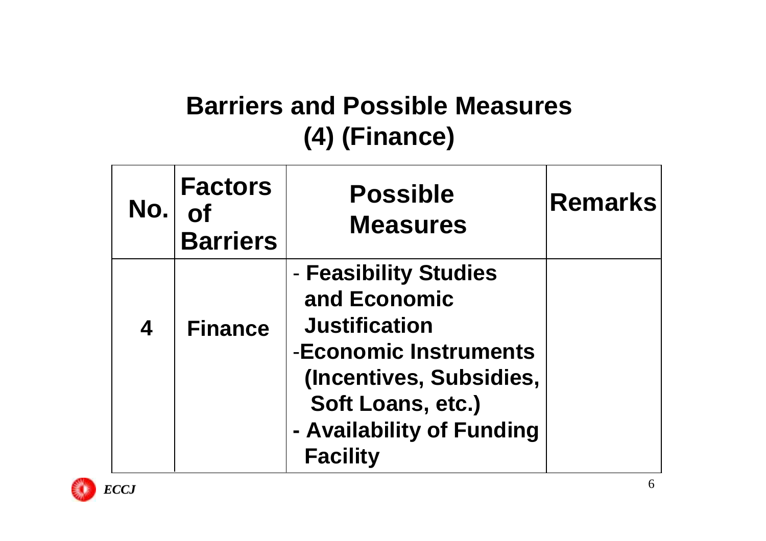# Barriers and Possible Measures (4) (Finance)

| No. | Factors of Barriers | Possible Measures | Remarks |
|---|---|---|---|
| 4 | Finance | - Feasibility Studies and Economic Justification<br>-Economic Instruments (Incentives, Subsidies, Soft Loans, etc.)<br>- Availability of Funding Facility | |

*ECCJ*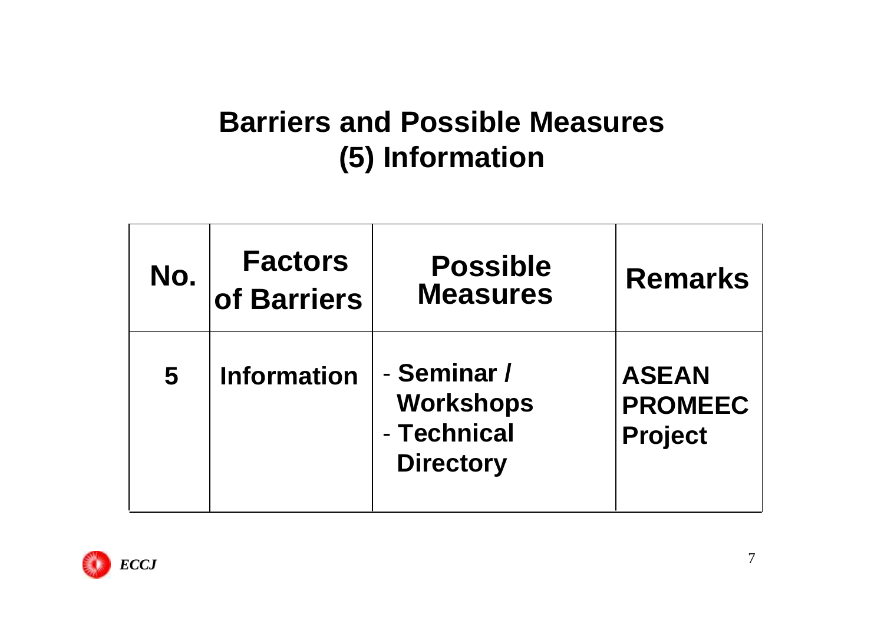# Barriers and Possible Measures
## (5) Information

| No. | Factors of Barriers | Possible Measures | Remarks |
|---|---|---|---|
| 5 | Information | - Seminar / Workshops<br>- Technical Directory | ASEAN PROMEEC Project |

*ECCJ*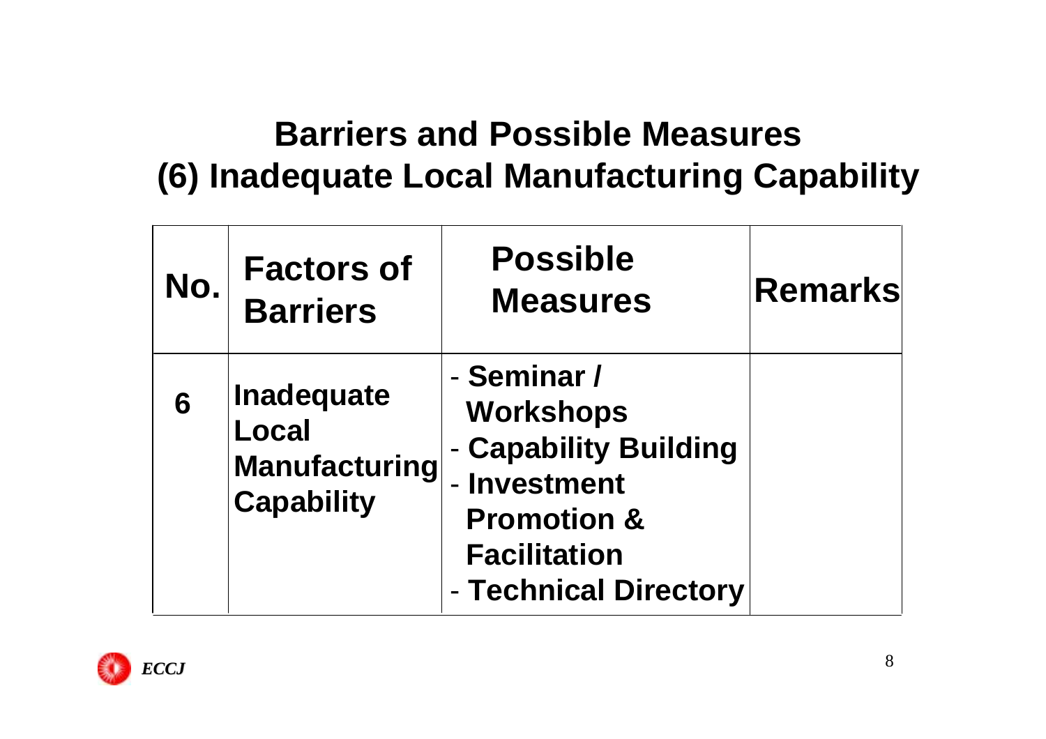# Barriers and Possible Measures
## (6) Inadequate Local Manufacturing Capability

| No. | Factors of Barriers | Possible Measures | Remarks |
|---|---|---|---|
| 6 | Inadequate Local Manufacturing Capability | - Seminar / Workshops<br>- Capability Building<br>- Investment Promotion & Facilitation<br>- Technical Directory | |

*ECCJ*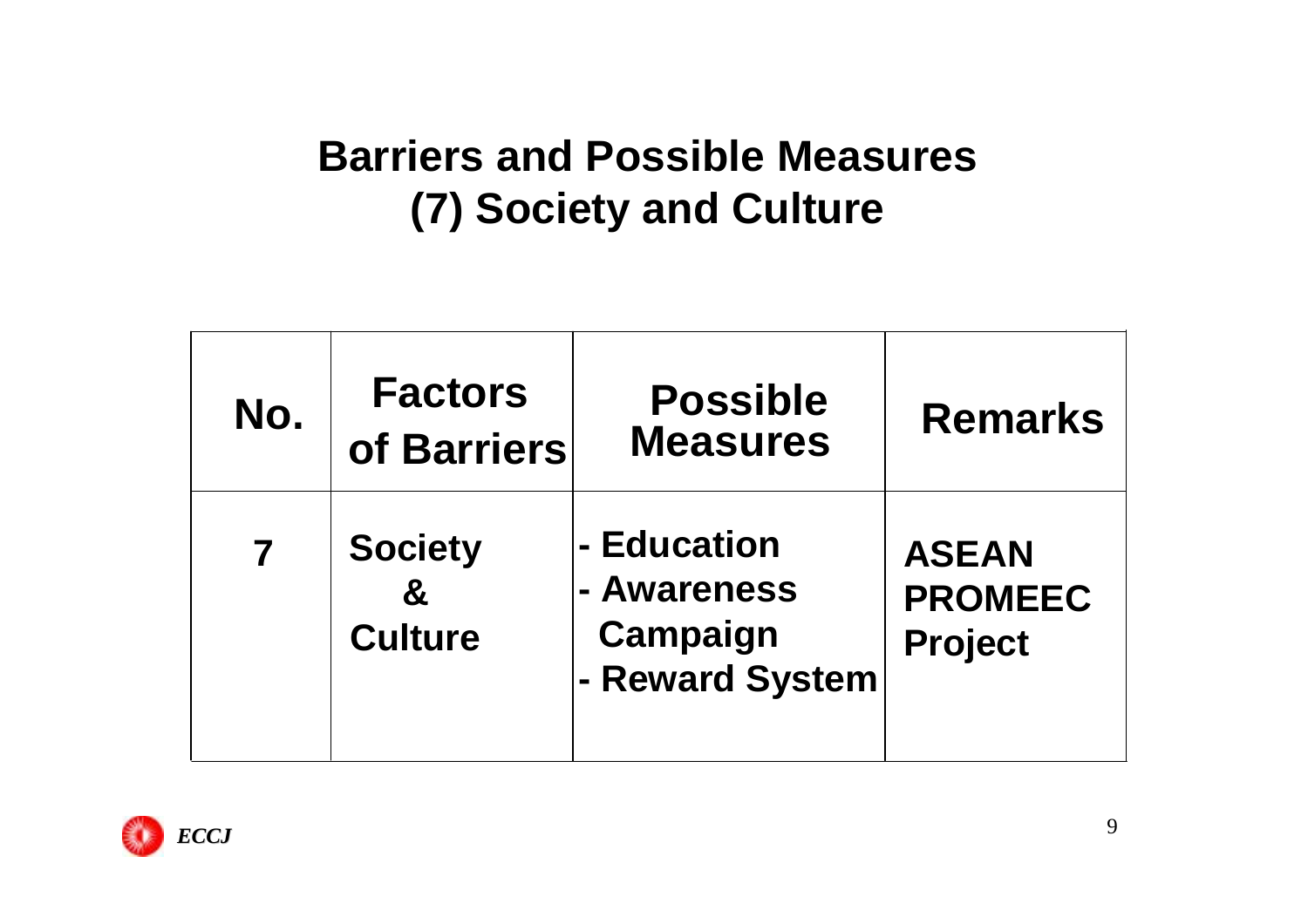# Barriers and Possible Measures
# (7) Society and Culture

| No. | Factors of Barriers | Possible Measures | Remarks |
|---|---|---|---|
| 7 | Society & Culture | - Education<br>- Awareness Campaign<br>- Reward System | ASEAN PROMEEC Project |

*ECCJ*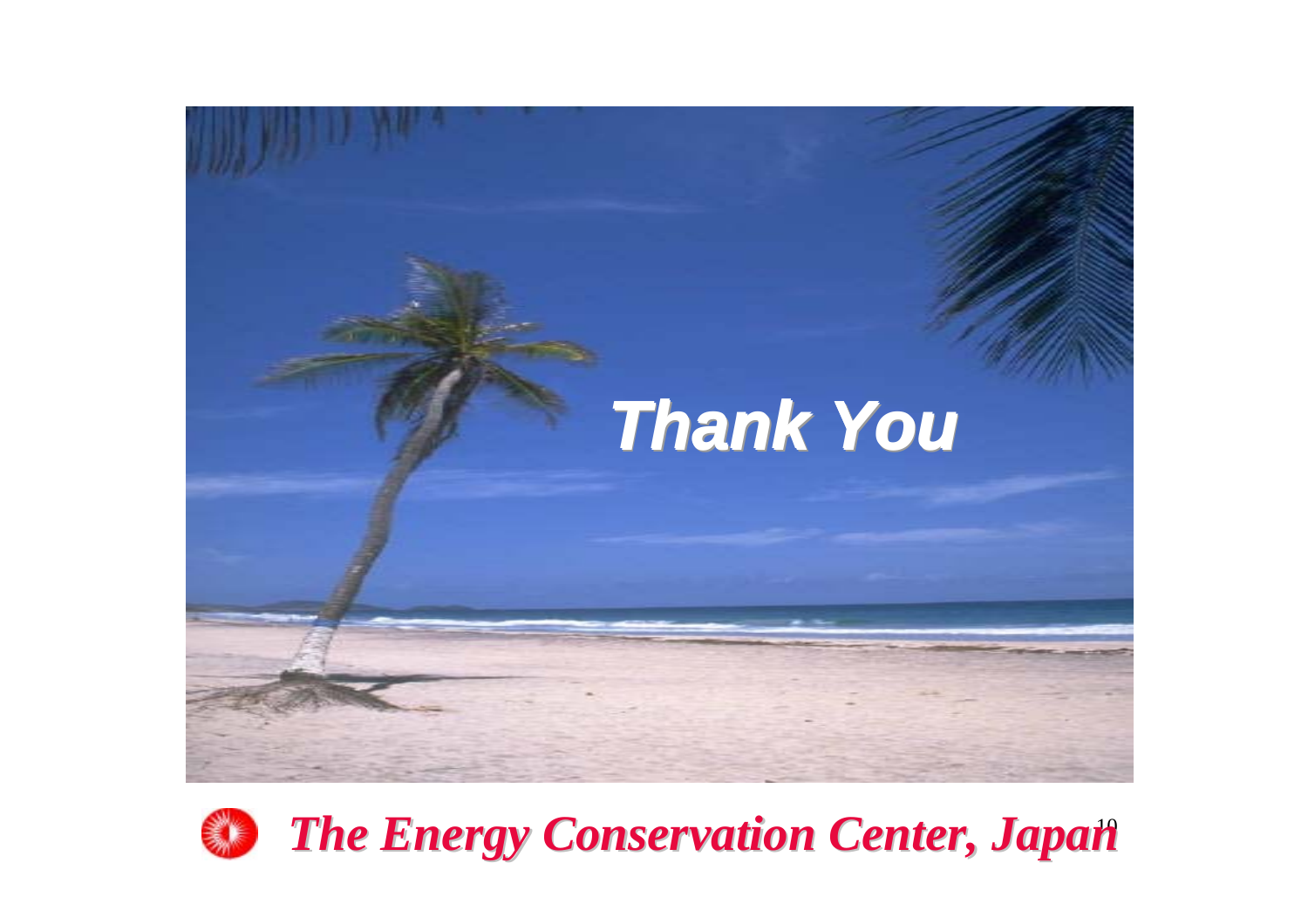Thank You

*The Energy Conservation Center, Japan*